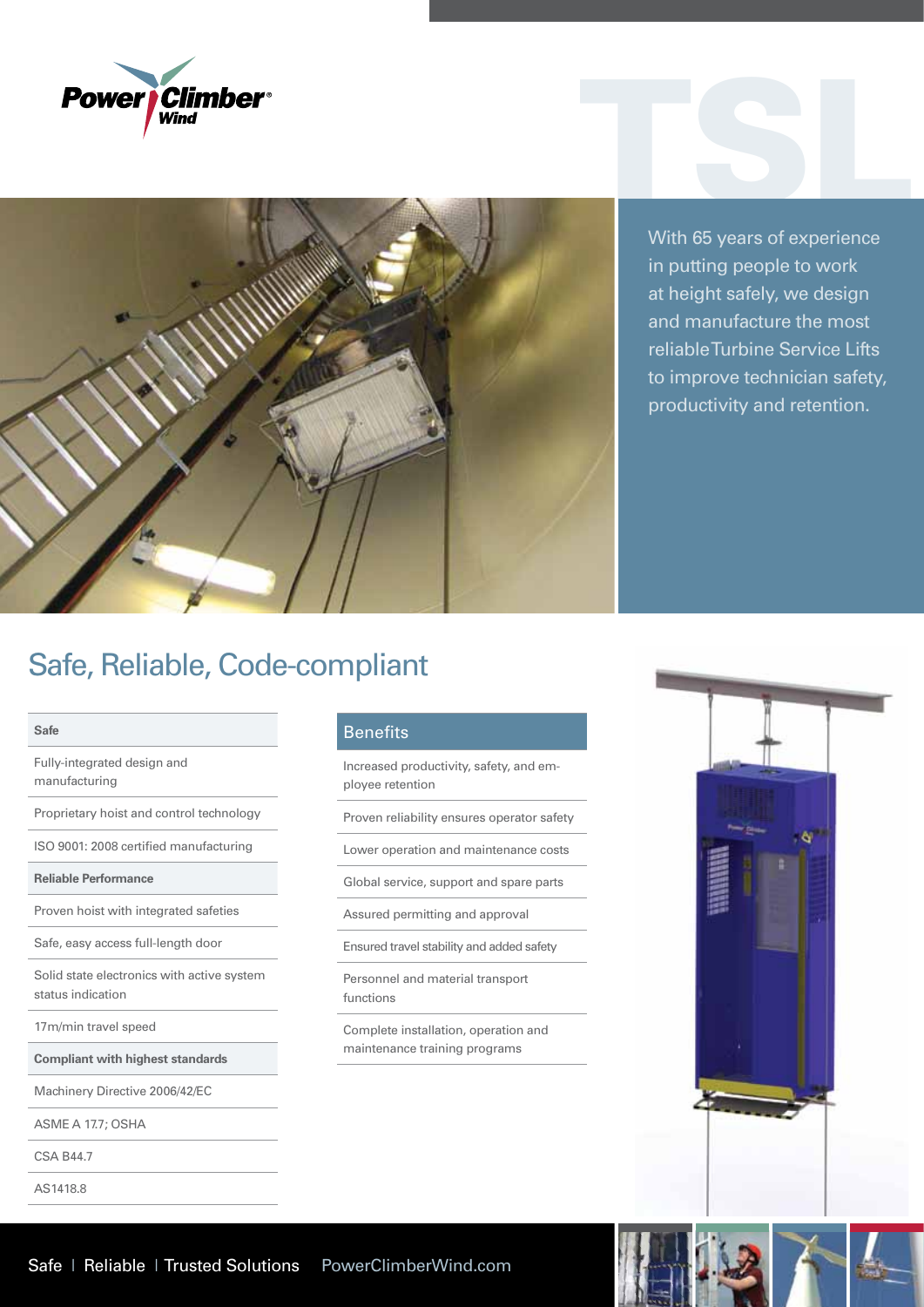Power Climber Wind

# TSL

With 65 years of experience in putting people to work at height safely, we design and manufacture the most reliable Turbine Service Lifts to improve technician safety, productivity and retention.

## Safe, Reliable, Code-compliant

| Safe |
| --- |
| Fully-integrated design and manufacturing |
| Proprietary hoist and control technology |
| ISO 9001: 2008 certified manufacturing |
| **Reliable Performance** |
| Proven hoist with integrated safeties |
| Safe, easy access full-length door |
| Solid state electronics with active system status indication |
| 17m/min travel speed |
| **Compliant with highest standards** |
| Machinery Directive 2006/42/EC |
| ASME A 17.7; OSHA |
| CSA B44.7 |
| AS1418.8 |

| Benefits |
| --- |
| Increased productivity, safety, and employee retention |
| Proven reliability ensures operator safety |
| Lower operation and maintenance costs |
| Global service, support and spare parts |
| Assured permitting and approval |
| Ensured travel stability and added safety |
| Personnel and material transport functions |
| Complete installation, operation and maintenance training programs |

Safe | Reliable | Trusted Solutions    PowerClimberWind.com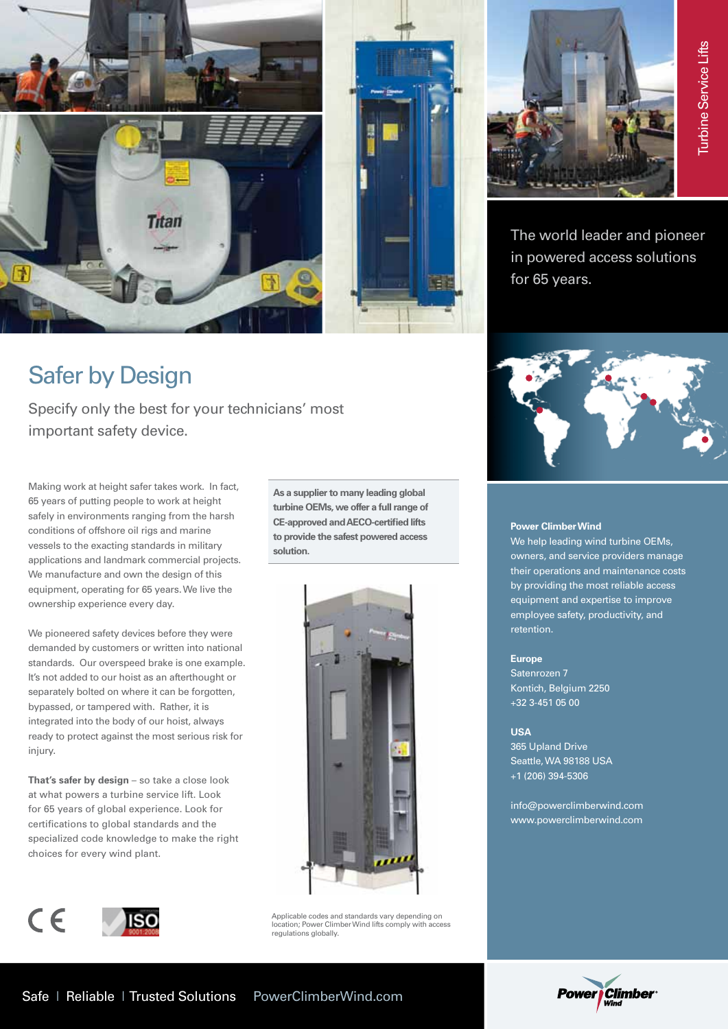Turbine Service Lifts

The world leader and pioneer in powered access solutions for 65 years.

# Safer by Design

Specify only the best for your technicians' most important safety device.

Making work at height safer takes work. In fact, 65 years of putting people to work at height safely in environments ranging from the harsh conditions of offshore oil rigs and marine vessels to the exacting standards in military applications and landmark commercial projects. We manufacture and own the design of this equipment, operating for 65 years. We live the ownership experience every day.

We pioneered safety devices before they were demanded by customers or written into national standards. Our overspeed brake is one example. It's not added to our hoist as an afterthought or separately bolted on where it can be forgotten, bypassed, or tampered with. Rather, it is integrated into the body of our hoist, always ready to protect against the most serious risk for injury.

**That's safer by design** – so take a close look at what powers a turbine service lift. Look for 65 years of global experience. Look for certifications to global standards and the specialized code knowledge to make the right choices for every wind plant.

**As a supplier to many leading global turbine OEMs, we offer a full range of CE-approved and AECO-certified lifts to provide the safest powered access solution.**

Applicable codes and standards vary depending on location; Power Climber Wind lifts comply with access regulations globally.

**Power Climber Wind**
We help leading wind turbine OEMs, owners, and service providers manage their operations and maintenance costs by providing the most reliable access equipment and expertise to improve employee safety, productivity, and retention.

**Europe**
Satenrozen 7
Kontich, Belgium 2250
+32 3-451 05 00

**USA**
365 Upland Drive
Seattle, WA 98188 USA
+1 (206) 394-5306

info@powerclimberwind.com
www.powerclimberwind.com

Safe | Reliable | Trusted Solutions PowerClimberWind.com